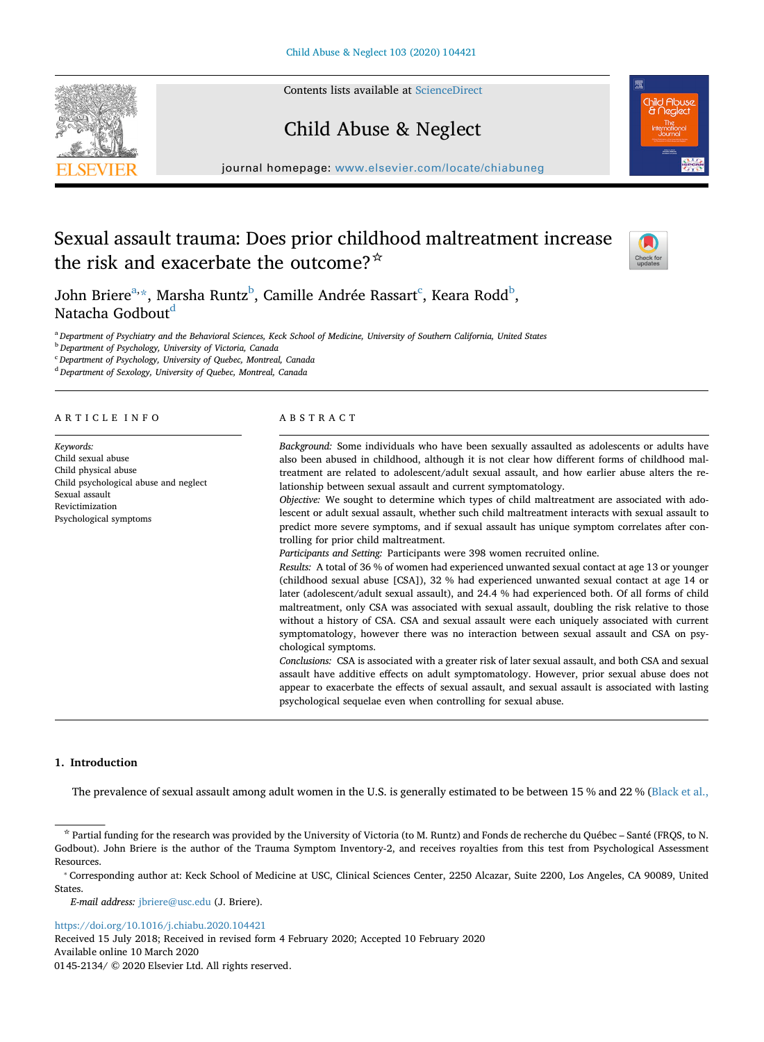# Sexual assault trauma: Does prior childhood maltreatment increase the risk and exacerbate the outcome?☆

John Briere[a,*], Marsha Runtz[b], Camille Andrée Rassart[c], Keara Rodd[b], Natacha Godbout[d]

[a] Department of Psychiatry and the Behavioral Sciences, Keck School of Medicine, University of Southern California, United States
[b] Department of Psychology, University of Victoria, Canada
[c] Department of Psychology, University of Quebec, Montreal, Canada
[d] Department of Sexology, University of Quebec, Montreal, Canada

## ARTICLE INFO

*Keywords:*
Child sexual abuse
Child physical abuse
Child psychological abuse and neglect
Sexual assault
Revictimization
Psychological symptoms

## ABSTRACT

*Background:* Some individuals who have been sexually assaulted as adolescents or adults have also been abused in childhood, although it is not clear how different forms of childhood maltreatment are related to adolescent/adult sexual assault, and how earlier abuse alters the relationship between sexual assault and current symptomatology.

*Objective:* We sought to determine which types of child maltreatment are associated with adolescent or adult sexual assault, whether such child maltreatment interacts with sexual assault to predict more severe symptoms, and if sexual assault has unique symptom correlates after controlling for prior child maltreatment.

*Participants and Setting:* Participants were 398 women recruited online.

*Results:* A total of 36 % of women had experienced unwanted sexual contact at age 13 or younger (childhood sexual abuse [CSA]), 32 % had experienced unwanted sexual contact at age 14 or later (adolescent/adult sexual assault), and 24.4 % had experienced both. Of all forms of child maltreatment, only CSA was associated with sexual assault, doubling the risk relative to those without a history of CSA. CSA and sexual assault were each uniquely associated with current symptomatology, however there was no interaction between sexual assault and CSA on psychological symptoms.

*Conclusions:* CSA is associated with a greater risk of later sexual assault, and both CSA and sexual assault have additive effects on adult symptomatology. However, prior sexual abuse does not appear to exacerbate the effects of sexual assault, and sexual assault is associated with lasting psychological sequelae even when controlling for sexual abuse.

## 1. Introduction

The prevalence of sexual assault among adult women in the U.S. is generally estimated to be between 15 % and 22 % (Black et al.,

---

☆ Partial funding for the research was provided by the University of Victoria (to M. Runtz) and Fonds de recherche du Québec – Santé (FRQS, to N. Godbout). John Briere is the author of the Trauma Symptom Inventory-2, and receives royalties from this test from Psychological Assessment Resources.

\* Corresponding author at: Keck School of Medicine at USC, Clinical Sciences Center, 2250 Alcazar, Suite 2200, Los Angeles, CA 90089, United States.

*E-mail address:* jbriere@usc.edu (J. Briere).

https://doi.org/10.1016/j.chiabu.2020.104421
Received 15 July 2018; Received in revised form 4 February 2020; Accepted 10 February 2020
Available online 10 March 2020
0145-2134/ © 2020 Elsevier Ltd. All rights reserved.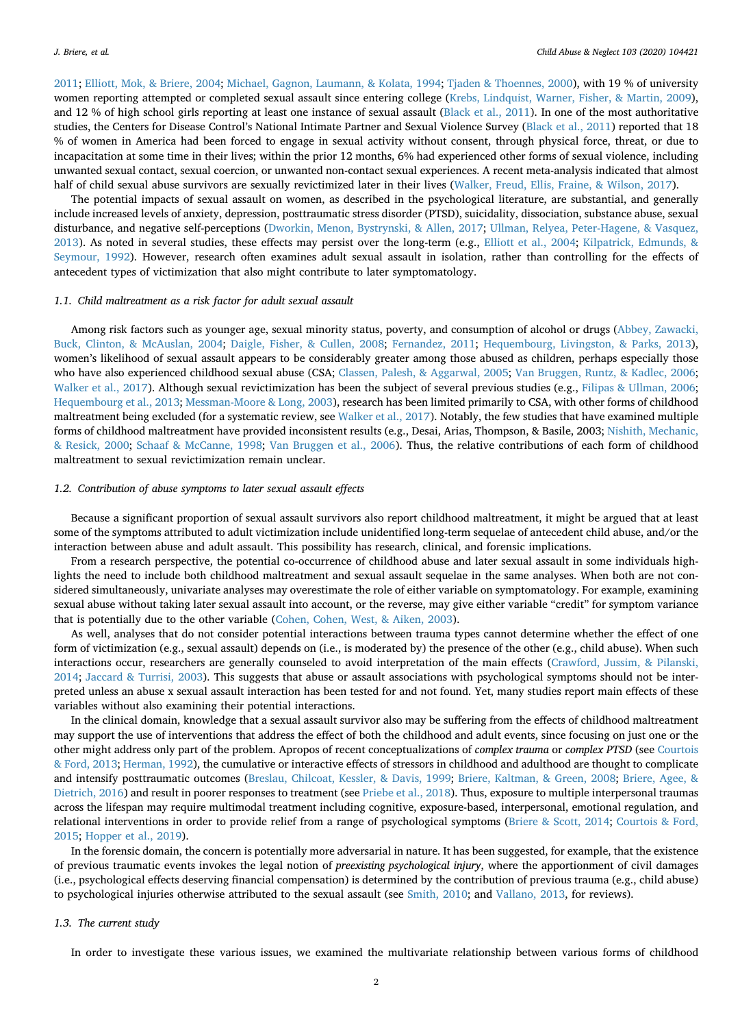2011; Elliott, Mok, & Briere, 2004; Michael, Gagnon, Laumann, & Kolata, 1994; Tjaden & Thoennes, 2000), with 19 % of university women reporting attempted or completed sexual assault since entering college (Krebs, Lindquist, Warner, Fisher, & Martin, 2009), and 12 % of high school girls reporting at least one instance of sexual assault (Black et al., 2011). In one of the most authoritative studies, the Centers for Disease Control's National Intimate Partner and Sexual Violence Survey (Black et al., 2011) reported that 18 % of women in America had been forced to engage in sexual activity without consent, through physical force, threat, or due to incapacitation at some time in their lives; within the prior 12 months, 6% had experienced other forms of sexual violence, including unwanted sexual contact, sexual coercion, or unwanted non-contact sexual experiences. A recent meta-analysis indicated that almost half of child sexual abuse survivors are sexually revictimized later in their lives (Walker, Freud, Ellis, Fraine, & Wilson, 2017).

The potential impacts of sexual assault on women, as described in the psychological literature, are substantial, and generally include increased levels of anxiety, depression, posttraumatic stress disorder (PTSD), suicidality, dissociation, substance abuse, sexual disturbance, and negative self-perceptions (Dworkin, Menon, Bystrynski, & Allen, 2017; Ullman, Relyea, Peter-Hagene, & Vasquez, 2013). As noted in several studies, these effects may persist over the long-term (e.g., Elliott et al., 2004; Kilpatrick, Edmunds, & Seymour, 1992). However, research often examines adult sexual assault in isolation, rather than controlling for the effects of antecedent types of victimization that also might contribute to later symptomatology.

### 1.1. Child maltreatment as a risk factor for adult sexual assault

Among risk factors such as younger age, sexual minority status, poverty, and consumption of alcohol or drugs (Abbey, Zawacki, Buck, Clinton, & McAuslan, 2004; Daigle, Fisher, & Cullen, 2008; Fernandez, 2011; Hequembourg, Livingston, & Parks, 2013), women's likelihood of sexual assault appears to be considerably greater among those abused as children, perhaps especially those who have also experienced childhood sexual abuse (CSA; Classen, Palesh, & Aggarwal, 2005; Van Bruggen, Runtz, & Kadlec, 2006; Walker et al., 2017). Although sexual revictimization has been the subject of several previous studies (e.g., Filipas & Ullman, 2006; Hequembourg et al., 2013; Messman-Moore & Long, 2003), research has been limited primarily to CSA, with other forms of childhood maltreatment being excluded (for a systematic review, see Walker et al., 2017). Notably, the few studies that have examined multiple forms of childhood maltreatment have provided inconsistent results (e.g., Desai, Arias, Thompson, & Basile, 2003; Nishith, Mechanic, & Resick, 2000; Schaaf & McCanne, 1998; Van Bruggen et al., 2006). Thus, the relative contributions of each form of childhood maltreatment to sexual revictimization remain unclear.

### 1.2. Contribution of abuse symptoms to later sexual assault effects

Because a significant proportion of sexual assault survivors also report childhood maltreatment, it might be argued that at least some of the symptoms attributed to adult victimization include unidentified long-term sequelae of antecedent child abuse, and/or the interaction between abuse and adult assault. This possibility has research, clinical, and forensic implications.

From a research perspective, the potential co-occurrence of childhood abuse and later sexual assault in some individuals highlights the need to include both childhood maltreatment and sexual assault sequelae in the same analyses. When both are not considered simultaneously, univariate analyses may overestimate the role of either variable on symptomatology. For example, examining sexual abuse without taking later sexual assault into account, or the reverse, may give either variable "credit" for symptom variance that is potentially due to the other variable (Cohen, Cohen, West, & Aiken, 2003).

As well, analyses that do not consider potential interactions between trauma types cannot determine whether the effect of one form of victimization (e.g., sexual assault) depends on (i.e., is moderated by) the presence of the other (e.g., child abuse). When such interactions occur, researchers are generally counseled to avoid interpretation of the main effects (Crawford, Jussim, & Pilanski, 2014; Jaccard & Turrisi, 2003). This suggests that abuse or assault associations with psychological symptoms should not be interpreted unless an abuse x sexual assault interaction has been tested for and not found. Yet, many studies report main effects of these variables without also examining their potential interactions.

In the clinical domain, knowledge that a sexual assault survivor also may be suffering from the effects of childhood maltreatment may support the use of interventions that address the effect of both the childhood and adult events, since focusing on just one or the other might address only part of the problem. Apropos of recent conceptualizations of *complex trauma* or *complex PTSD* (see Courtois & Ford, 2013; Herman, 1992), the cumulative or interactive effects of stressors in childhood and adulthood are thought to complicate and intensify posttraumatic outcomes (Breslau, Chilcoat, Kessler, & Davis, 1999; Briere, Kaltman, & Green, 2008; Briere, Agee, & Dietrich, 2016) and result in poorer responses to treatment (see Priebe et al., 2018). Thus, exposure to multiple interpersonal traumas across the lifespan may require multimodal treatment including cognitive, exposure-based, interpersonal, emotional regulation, and relational interventions in order to provide relief from a range of psychological symptoms (Briere & Scott, 2014; Courtois & Ford, 2015; Hopper et al., 2019).

In the forensic domain, the concern is potentially more adversarial in nature. It has been suggested, for example, that the existence of previous traumatic events invokes the legal notion of *preexisting psychological injury*, where the apportionment of civil damages (i.e., psychological effects deserving financial compensation) is determined by the contribution of previous trauma (e.g., child abuse) to psychological injuries otherwise attributed to the sexual assault (see Smith, 2010; and Vallano, 2013, for reviews).

### 1.3. The current study

In order to investigate these various issues, we examined the multivariate relationship between various forms of childhood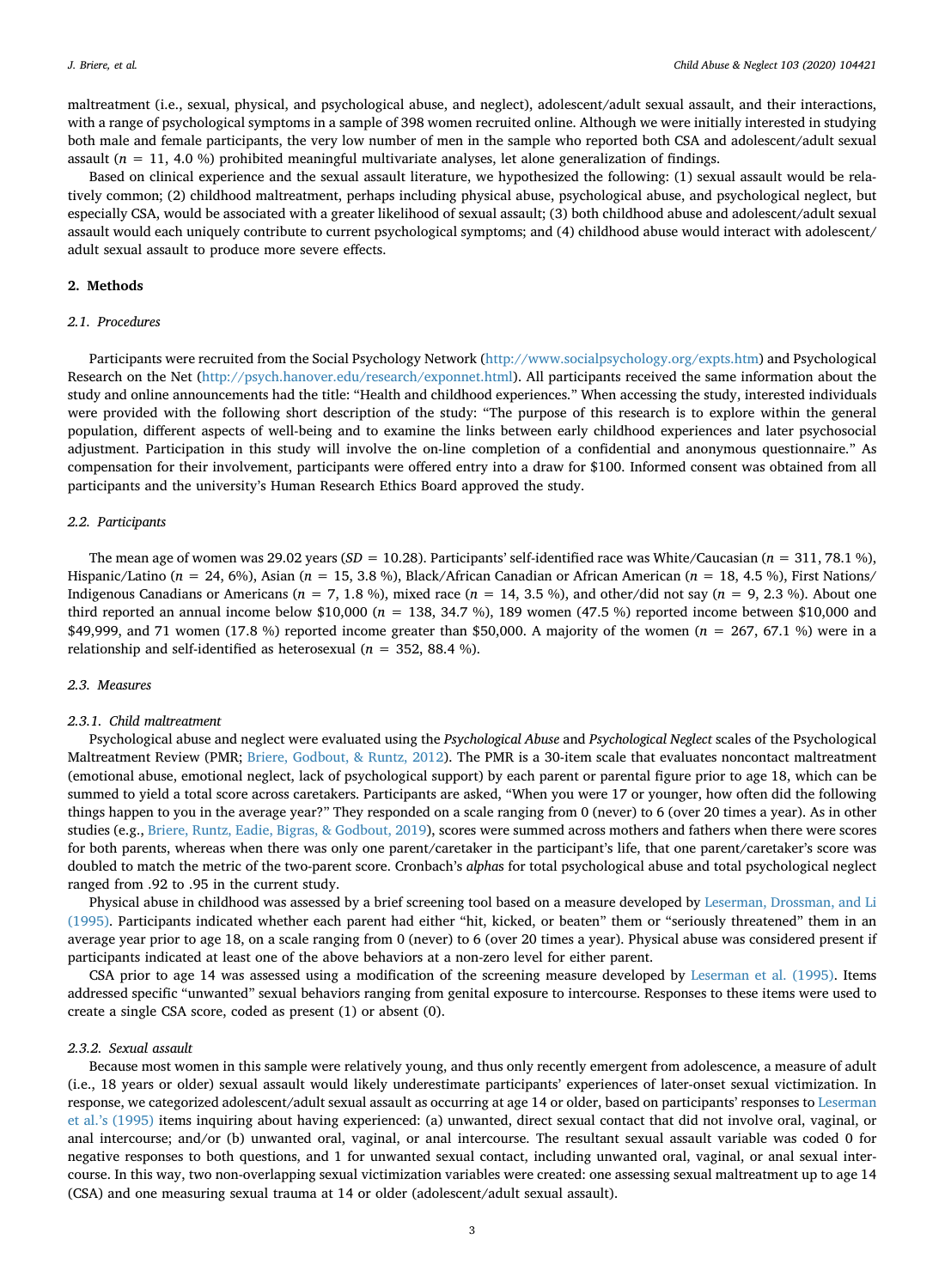maltreatment (i.e., sexual, physical, and psychological abuse, and neglect), adolescent/adult sexual assault, and their interactions, with a range of psychological symptoms in a sample of 398 women recruited online. Although we were initially interested in studying both male and female participants, the very low number of men in the sample who reported both CSA and adolescent/adult sexual assault ($n$ = 11, 4.0 %) prohibited meaningful multivariate analyses, let alone generalization of findings.

Based on clinical experience and the sexual assault literature, we hypothesized the following: (1) sexual assault would be relatively common; (2) childhood maltreatment, perhaps including physical abuse, psychological abuse, and psychological neglect, but especially CSA, would be associated with a greater likelihood of sexual assault; (3) both childhood abuse and adolescent/adult sexual assault would each uniquely contribute to current psychological symptoms; and (4) childhood abuse would interact with adolescent/adult sexual assault to produce more severe effects.

## 2. Methods

### 2.1. Procedures

Participants were recruited from the Social Psychology Network (http://www.socialpsychology.org/expts.htm) and Psychological Research on the Net (http://psych.hanover.edu/research/exponnet.html). All participants received the same information about the study and online announcements had the title: "Health and childhood experiences." When accessing the study, interested individuals were provided with the following short description of the study: "The purpose of this research is to explore within the general population, different aspects of well-being and to examine the links between early childhood experiences and later psychosocial adjustment. Participation in this study will involve the on-line completion of a confidential and anonymous questionnaire." As compensation for their involvement, participants were offered entry into a draw for $100. Informed consent was obtained from all participants and the university's Human Research Ethics Board approved the study.

### 2.2. Participants

The mean age of women was 29.02 years ($SD$ = 10.28). Participants' self-identified race was White/Caucasian ($n$ = 311, 78.1 %), Hispanic/Latino ($n$ = 24, 6%), Asian ($n$ = 15, 3.8 %), Black/African Canadian or African American ($n$ = 18, 4.5 %), First Nations/Indigenous Canadians or Americans ($n$ = 7, 1.8 %), mixed race ($n$ = 14, 3.5 %), and other/did not say ($n$ = 9, 2.3 %). About one third reported an annual income below $10,000 ($n$ = 138, 34.7 %), 189 women (47.5 %) reported income between $10,000 and $49,999, and 71 women (17.8 %) reported income greater than $50,000. A majority of the women ($n$ = 267, 67.1 %) were in a relationship and self-identified as heterosexual ($n$ = 352, 88.4 %).

### 2.3. Measures

#### 2.3.1. Child maltreatment

Psychological abuse and neglect were evaluated using the *Psychological Abuse* and *Psychological Neglect* scales of the Psychological Maltreatment Review (PMR; Briere, Godbout, & Runtz, 2012). The PMR is a 30-item scale that evaluates noncontact maltreatment (emotional abuse, emotional neglect, lack of psychological support) by each parent or parental figure prior to age 18, which can be summed to yield a total score across caretakers. Participants are asked, "When you were 17 or younger, how often did the following things happen to you in the average year?" They responded on a scale ranging from 0 (never) to 6 (over 20 times a year). As in other studies (e.g., Briere, Runtz, Eadie, Bigras, & Godbout, 2019), scores were summed across mothers and fathers when there were scores for both parents, whereas when there was only one parent/caretaker in the participant's life, that one parent/caretaker's score was doubled to match the metric of the two-parent score. Cronbach's *alphas* for total psychological abuse and total psychological neglect ranged from .92 to .95 in the current study.

Physical abuse in childhood was assessed by a brief screening tool based on a measure developed by Leserman, Drossman, and Li (1995). Participants indicated whether each parent had either "hit, kicked, or beaten" them or "seriously threatened" them in an average year prior to age 18, on a scale ranging from 0 (never) to 6 (over 20 times a year). Physical abuse was considered present if participants indicated at least one of the above behaviors at a non-zero level for either parent.

CSA prior to age 14 was assessed using a modification of the screening measure developed by Leserman et al. (1995). Items addressed specific "unwanted" sexual behaviors ranging from genital exposure to intercourse. Responses to these items were used to create a single CSA score, coded as present (1) or absent (0).

#### 2.3.2. Sexual assault

Because most women in this sample were relatively young, and thus only recently emergent from adolescence, a measure of adult (i.e., 18 years or older) sexual assault would likely underestimate participants' experiences of later-onset sexual victimization. In response, we categorized adolescent/adult sexual assault as occurring at age 14 or older, based on participants' responses to Leserman et al.'s (1995) items inquiring about having experienced: (a) unwanted, direct sexual contact that did not involve oral, vaginal, or anal intercourse; and/or (b) unwanted oral, vaginal, or anal intercourse. The resultant sexual assault variable was coded 0 for negative responses to both questions, and 1 for unwanted sexual contact, including unwanted oral, vaginal, or anal sexual intercourse. In this way, two non-overlapping sexual victimization variables were created: one assessing sexual maltreatment up to age 14 (CSA) and one measuring sexual trauma at 14 or older (adolescent/adult sexual assault).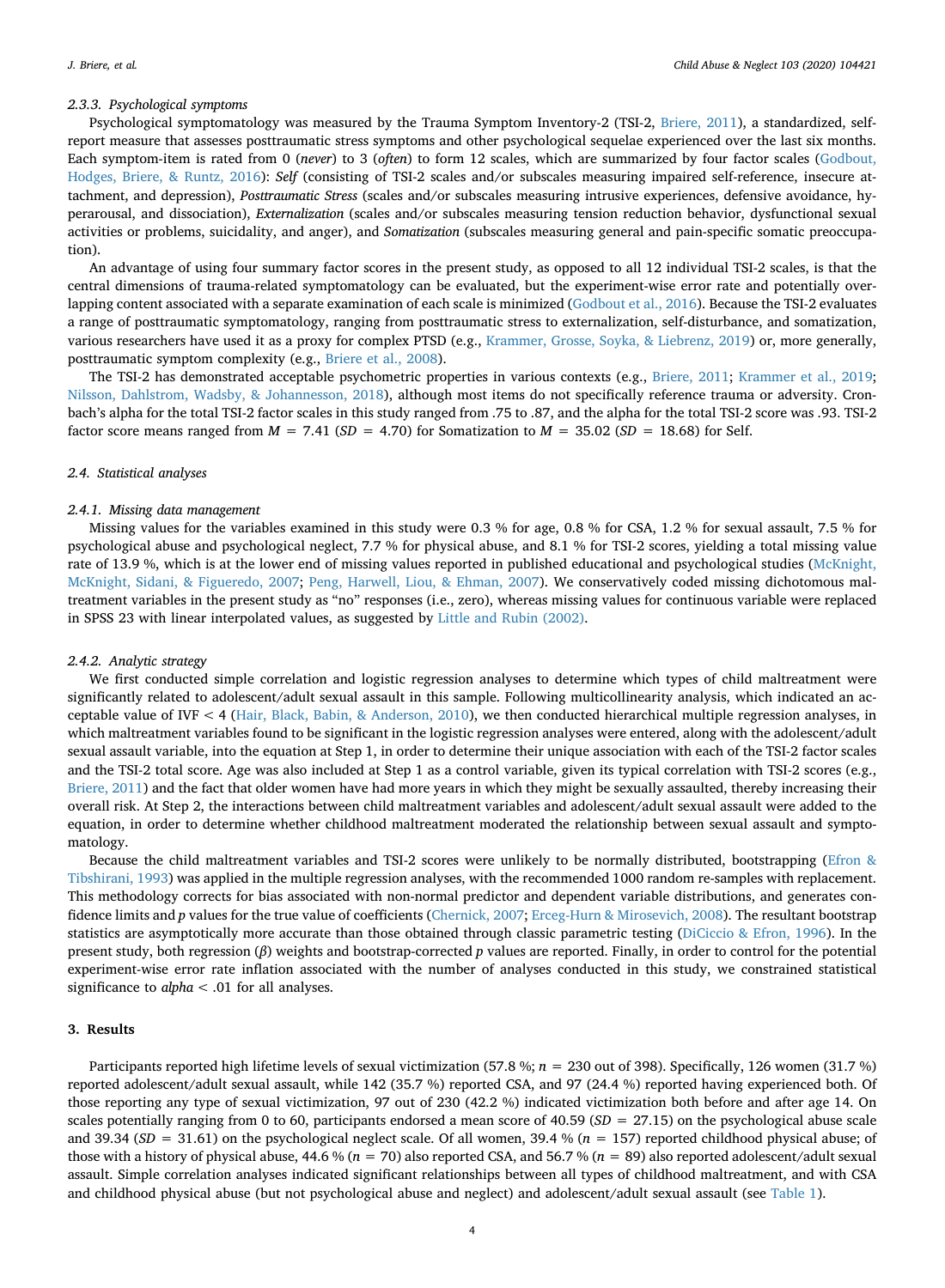#### 2.3.3. Psychological symptoms

Psychological symptomatology was measured by the Trauma Symptom Inventory-2 (TSI-2, Briere, 2011), a standardized, self-report measure that assesses posttraumatic stress symptoms and other psychological sequelae experienced over the last six months. Each symptom-item is rated from 0 (*never*) to 3 (*often*) to form 12 scales, which are summarized by four factor scales (Godbout, Hodges, Briere, & Runtz, 2016): *Self* (consisting of TSI-2 scales and/or subscales measuring impaired self-reference, insecure attachment, and depression), *Posttraumatic Stress* (scales and/or subscales measuring intrusive experiences, defensive avoidance, hyperarousal, and dissociation), *Externalization* (scales and/or subscales measuring tension reduction behavior, dysfunctional sexual activities or problems, suicidality, and anger), and *Somatization* (subscales measuring general and pain-specific somatic preoccupation).

An advantage of using four summary factor scores in the present study, as opposed to all 12 individual TSI-2 scales, is that the central dimensions of trauma-related symptomatology can be evaluated, but the experiment-wise error rate and potentially overlapping content associated with a separate examination of each scale is minimized (Godbout et al., 2016). Because the TSI-2 evaluates a range of posttraumatic symptomatology, ranging from posttraumatic stress to externalization, self-disturbance, and somatization, various researchers have used it as a proxy for complex PTSD (e.g., Krammer, Grosse, Soyka, & Liebrenz, 2019) or, more generally, posttraumatic symptom complexity (e.g., Briere et al., 2008).

The TSI-2 has demonstrated acceptable psychometric properties in various contexts (e.g., Briere, 2011; Krammer et al., 2019; Nilsson, Dahlstrom, Wadsby, & Johannesson, 2018), although most items do not specifically reference trauma or adversity. Cronbach's alpha for the total TSI-2 factor scales in this study ranged from .75 to .87, and the alpha for the total TSI-2 score was .93. TSI-2 factor score means ranged from $M = 7.41$ ($SD = 4.70$) for Somatization to $M = 35.02$ ($SD = 18.68$) for Self.

### 2.4. Statistical analyses

#### 2.4.1. Missing data management

Missing values for the variables examined in this study were 0.3 % for age, 0.8 % for CSA, 1.2 % for sexual assault, 7.5 % for psychological abuse and psychological neglect, 7.7 % for physical abuse, and 8.1 % for TSI-2 scores, yielding a total missing value rate of 13.9 %, which is at the lower end of missing values reported in published educational and psychological studies (McKnight, McKnight, Sidani, & Figueredo, 2007; Peng, Harwell, Liou, & Ehman, 2007). We conservatively coded missing dichotomous maltreatment variables in the present study as "no" responses (i.e., zero), whereas missing values for continuous variable were replaced in SPSS 23 with linear interpolated values, as suggested by Little and Rubin (2002).

#### 2.4.2. Analytic strategy

We first conducted simple correlation and logistic regression analyses to determine which types of child maltreatment were significantly related to adolescent/adult sexual assault in this sample. Following multicollinearity analysis, which indicated an acceptable value of IVF < 4 (Hair, Black, Babin, & Anderson, 2010), we then conducted hierarchical multiple regression analyses, in which maltreatment variables found to be significant in the logistic regression analyses were entered, along with the adolescent/adult sexual assault variable, into the equation at Step 1, in order to determine their unique association with each of the TSI-2 factor scales and the TSI-2 total score. Age was also included at Step 1 as a control variable, given its typical correlation with TSI-2 scores (e.g., Briere, 2011) and the fact that older women have had more years in which they might be sexually assaulted, thereby increasing their overall risk. At Step 2, the interactions between child maltreatment variables and adolescent/adult sexual assault were added to the equation, in order to determine whether childhood maltreatment moderated the relationship between sexual assault and symptomatology.

Because the child maltreatment variables and TSI-2 scores were unlikely to be normally distributed, bootstrapping (Efron & Tibshirani, 1993) was applied in the multiple regression analyses, with the recommended 1000 random re-samples with replacement. This methodology corrects for bias associated with non-normal predictor and dependent variable distributions, and generates confidence limits and *p* values for the true value of coefficients (Chernick, 2007; Erceg-Hurn & Mirosevich, 2008). The resultant bootstrap statistics are asymptotically more accurate than those obtained through classic parametric testing (DiCiccio & Efron, 1996). In the present study, both regression ($\beta$) weights and bootstrap-corrected *p* values are reported. Finally, in order to control for the potential experiment-wise error rate inflation associated with the number of analyses conducted in this study, we constrained statistical significance to *alpha* < .01 for all analyses.

## 3. Results

Participants reported high lifetime levels of sexual victimization (57.8 %; $n = 230$ out of 398). Specifically, 126 women (31.7 %) reported adolescent/adult sexual assault, while 142 (35.7 %) reported CSA, and 97 (24.4 %) reported having experienced both. Of those reporting any type of sexual victimization, 97 out of 230 (42.2 %) indicated victimization both before and after age 14. On scales potentially ranging from 0 to 60, participants endorsed a mean score of 40.59 ($SD = 27.15$) on the psychological abuse scale and 39.34 ($SD = 31.61$) on the psychological neglect scale. Of all women, 39.4 % ($n = 157$) reported childhood physical abuse; of those with a history of physical abuse, 44.6 % ($n = 70$) also reported CSA, and 56.7 % ($n = 89$) also reported adolescent/adult sexual assault. Simple correlation analyses indicated significant relationships between all types of childhood maltreatment, and with CSA and childhood physical abuse (but not psychological abuse and neglect) and adolescent/adult sexual assault (see Table 1).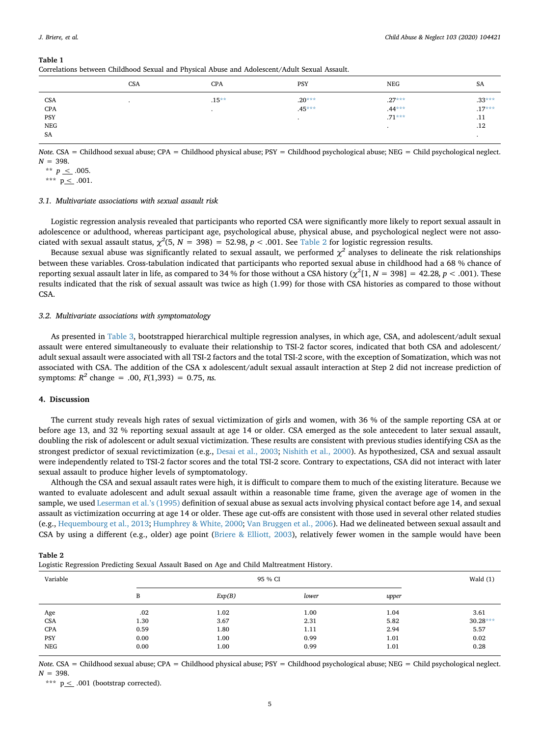**Table 1**
Correlations between Childhood Sexual and Physical Abuse and Adolescent/Adult Sexual Assault.

| | CSA | CPA | PSY | NEG | SA |
|---|---|---|---|---|---|
| CSA | . | .15** | .20*** | .27*** | .33*** |
| CPA | | . | .45*** | .44*** | .17*** |
| PSY | | | . | .71*** | .11 |
| NEG | | | | . | .12 |
| SA | | | | | . |

*Note.* CSA = Childhood sexual abuse; CPA = Childhood physical abuse; PSY = Childhood psychological abuse; NEG = Child psychological neglect. $N$ = 398.

** $p \leq .005$.

*** $p \leq .001$.

### 3.1. Multivariate associations with sexual assault risk

Logistic regression analysis revealed that participants who reported CSA were significantly more likely to report sexual assault in adolescence or adulthood, whereas participant age, psychological abuse, physical abuse, and psychological neglect were not associated with sexual assault status, $\chi^2(5, N = 398) = 52.98$, $p < .001$. See Table 2 for logistic regression results.

Because sexual abuse was significantly related to sexual assault, we performed $\chi^2$ analyses to delineate the risk relationships between these variables. Cross-tabulation indicated that participants who reported sexual abuse in childhood had a 68 % chance of reporting sexual assault later in life, as compared to 34 % for those without a CSA history ($\chi^2[1, N = 398] = 42.28$, $p < .001$). These results indicated that the risk of sexual assault was twice as high (1.99) for those with CSA histories as compared to those without CSA.

### 3.2. Multivariate associations with symptomatology

As presented in Table 3, bootstrapped hierarchical multiple regression analyses, in which age, CSA, and adolescent/adult sexual assault were entered simultaneously to evaluate their relationship to TSI-2 factor scores, indicated that both CSA and adolescent/adult sexual assault were associated with all TSI-2 factors and the total TSI-2 score, with the exception of Somatization, which was not associated with CSA. The addition of the CSA x adolescent/adult sexual assault interaction at Step 2 did not increase prediction of symptoms: $R^2$ change = .00, $F(1,393) = 0.75$, *ns*.

## 4. Discussion

The current study reveals high rates of sexual victimization of girls and women, with 36 % of the sample reporting CSA at or before age 13, and 32 % reporting sexual assault at age 14 or older. CSA emerged as the sole antecedent to later sexual assault, doubling the risk of adolescent or adult sexual victimization. These results are consistent with previous studies identifying CSA as the strongest predictor of sexual revictimization (e.g., Desai et al., 2003; Nishith et al., 2000). As hypothesized, CSA and sexual assault were independently related to TSI-2 factor scores and the total TSI-2 score. Contrary to expectations, CSA did not interact with later sexual assault to produce higher levels of symptomatology.

Although the CSA and sexual assault rates were high, it is difficult to compare them to much of the existing literature. Because we wanted to evaluate adolescent and adult sexual assault within a reasonable time frame, given the average age of women in the sample, we used Leserman et al.'s (1995) definition of sexual abuse as sexual acts involving physical contact before age 14, and sexual assault as victimization occurring at age 14 or older. These age cut-offs are consistent with those used in several other related studies (e.g., Hequembourg et al., 2013; Humphrey & White, 2000; Van Bruggen et al., 2006). Had we delineated between sexual assault and CSA by using a different (e.g., older) age point (Briere & Elliott, 2003), relatively fewer women in the sample would have been

**Table 2**
Logistic Regression Predicting Sexual Assault Based on Age and Child Maltreatment History.

| Variable | | | 95 % CI | | Wald (1) |
|---|---|---|---|---|---|
| | B | *Exp(B)* | *lower* | *upper* | |
| Age | .02 | 1.02 | 1.00 | 1.04 | 3.61 |
| CSA | 1.30 | 3.67 | 2.31 | 5.82 | 30.28*** |
| CPA | 0.59 | 1.80 | 1.11 | 2.94 | 5.57 |
| PSY | 0.00 | 1.00 | 0.99 | 1.01 | 0.02 |
| NEG | 0.00 | 1.00 | 0.99 | 1.01 | 0.28 |

*Note.* CSA = Childhood sexual abuse; CPA = Childhood physical abuse; PSY = Childhood psychological abuse; NEG = Child psychological neglect. $N$ = 398.

*** $p \leq .001$ (bootstrap corrected).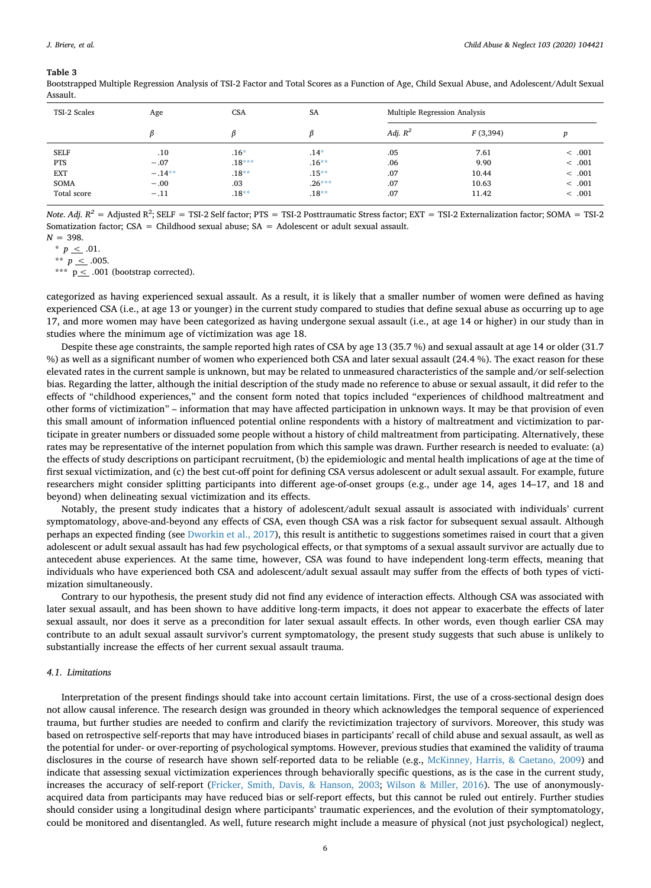**Table 3**
Bootstrapped Multiple Regression Analysis of TSI-2 Factor and Total Scores as a Function of Age, Child Sexual Abuse, and Adolescent/Adult Sexual Assault.

| TSI-2 Scales | Age | CSA | SA | Multiple Regression Analysis | | |
|---|---|---|---|---|---|---|
| | $\beta$ | $\beta$ | $\beta$ | *Adj. $R^2$* | *F* (3,394) | *p* |
| SELF | .10 | .16* | .14* | .05 | 7.61 | < .001 |
| PTS | −.07 | .18*** | .16** | .06 | 9.90 | < .001 |
| EXT | −.14** | .18** | .15** | .07 | 10.44 | < .001 |
| SOMA | −.00 | .03 | .26*** | .07 | 10.63 | < .001 |
| Total score | −.11 | .18** | .18** | .07 | 11.42 | < .001 |

*Note. Adj. $R^2$* = Adjusted $R^2$; SELF = TSI-2 Self factor; PTS = TSI-2 Posttraumatic Stress factor; EXT = TSI-2 Externalization factor; SOMA = TSI-2 Somatization factor; CSA = Childhood sexual abuse; SA = Adolescent or adult sexual assault.
*N* = 398.
\* *p* ≤ .01.
\*\* *p* ≤ .005.
\*\*\* p ≤ .001 (bootstrap corrected).

categorized as having experienced sexual assault. As a result, it is likely that a smaller number of women were defined as having experienced CSA (i.e., at age 13 or younger) in the current study compared to studies that define sexual abuse as occurring up to age 17, and more women may have been categorized as having undergone sexual assault (i.e., at age 14 or higher) in our study than in studies where the minimum age of victimization was age 18.

Despite these age constraints, the sample reported high rates of CSA by age 13 (35.7 %) and sexual assault at age 14 or older (31.7 %) as well as a significant number of women who experienced both CSA and later sexual assault (24.4 %). The exact reason for these elevated rates in the current sample is unknown, but may be related to unmeasured characteristics of the sample and/or self-selection bias. Regarding the latter, although the initial description of the study made no reference to abuse or sexual assault, it did refer to the effects of "childhood experiences," and the consent form noted that topics included "experiences of childhood maltreatment and other forms of victimization" – information that may have affected participation in unknown ways. It may be that provision of even this small amount of information influenced potential online respondents with a history of maltreatment and victimization to participate in greater numbers or dissuaded some people without a history of child maltreatment from participating. Alternatively, these rates may be representative of the internet population from which this sample was drawn. Further research is needed to evaluate: (a) the effects of study descriptions on participant recruitment, (b) the epidemiologic and mental health implications of age at the time of first sexual victimization, and (c) the best cut-off point for defining CSA versus adolescent or adult sexual assault. For example, future researchers might consider splitting participants into different age-of-onset groups (e.g., under age 14, ages 14–17, and 18 and beyond) when delineating sexual victimization and its effects.

Notably, the present study indicates that a history of adolescent/adult sexual assault is associated with individuals' current symptomatology, above-and-beyond any effects of CSA, even though CSA was a risk factor for subsequent sexual assault. Although perhaps an expected finding (see Dworkin et al., 2017), this result is antithetic to suggestions sometimes raised in court that a given adolescent or adult sexual assault has had few psychological effects, or that symptoms of a sexual assault survivor are actually due to antecedent abuse experiences. At the same time, however, CSA was found to have independent long-term effects, meaning that individuals who have experienced both CSA and adolescent/adult sexual assault may suffer from the effects of both types of victimization simultaneously.

Contrary to our hypothesis, the present study did not find any evidence of interaction effects. Although CSA was associated with later sexual assault, and has been shown to have additive long-term impacts, it does not appear to exacerbate the effects of later sexual assault, nor does it serve as a precondition for later sexual assault effects. In other words, even though earlier CSA may contribute to an adult sexual assault survivor's current symptomatology, the present study suggests that such abuse is unlikely to substantially increase the effects of her current sexual assault trauma.

### 4.1. Limitations

Interpretation of the present findings should take into account certain limitations. First, the use of a cross-sectional design does not allow causal inference. The research design was grounded in theory which acknowledges the temporal sequence of experienced trauma, but further studies are needed to confirm and clarify the revictimization trajectory of survivors. Moreover, this study was based on retrospective self-reports that may have introduced biases in participants' recall of child abuse and sexual assault, as well as the potential for under- or over-reporting of psychological symptoms. However, previous studies that examined the validity of trauma disclosures in the course of research have shown self-reported data to be reliable (e.g., McKinney, Harris, & Caetano, 2009) and indicate that assessing sexual victimization experiences through behaviorally specific questions, as is the case in the current study, increases the accuracy of self-report (Fricker, Smith, Davis, & Hanson, 2003; Wilson & Miller, 2016). The use of anonymously-acquired data from participants may have reduced bias or self-report effects, but this cannot be ruled out entirely. Further studies should consider using a longitudinal design where participants' traumatic experiences, and the evolution of their symptomatology, could be monitored and disentangled. As well, future research might include a measure of physical (not just psychological) neglect,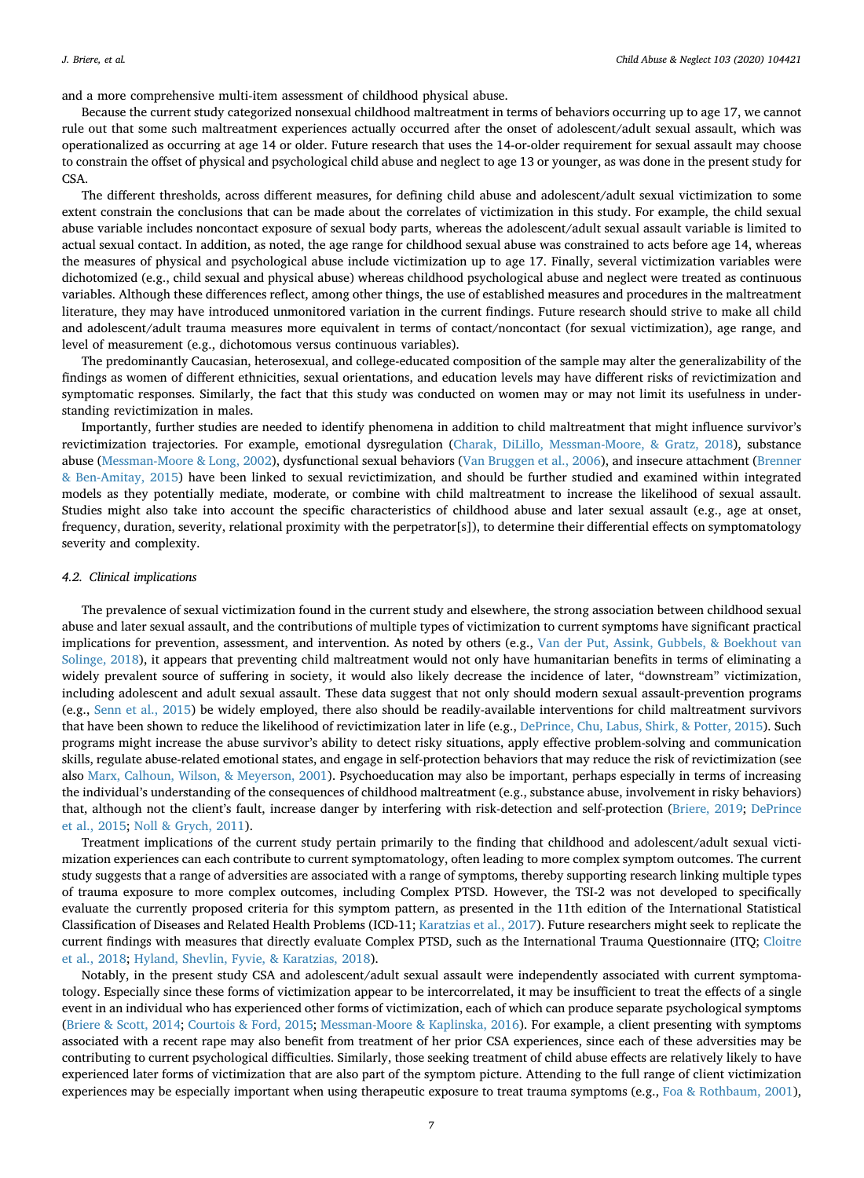and a more comprehensive multi-item assessment of childhood physical abuse.

Because the current study categorized nonsexual childhood maltreatment in terms of behaviors occurring up to age 17, we cannot rule out that some such maltreatment experiences actually occurred after the onset of adolescent/adult sexual assault, which was operationalized as occurring at age 14 or older. Future research that uses the 14-or-older requirement for sexual assault may choose to constrain the offset of physical and psychological child abuse and neglect to age 13 or younger, as was done in the present study for CSA.

The different thresholds, across different measures, for defining child abuse and adolescent/adult sexual victimization to some extent constrain the conclusions that can be made about the correlates of victimization in this study. For example, the child sexual abuse variable includes noncontact exposure of sexual body parts, whereas the adolescent/adult sexual assault variable is limited to actual sexual contact. In addition, as noted, the age range for childhood sexual abuse was constrained to acts before age 14, whereas the measures of physical and psychological abuse include victimization up to age 17. Finally, several victimization variables were dichotomized (e.g., child sexual and physical abuse) whereas childhood psychological abuse and neglect were treated as continuous variables. Although these differences reflect, among other things, the use of established measures and procedures in the maltreatment literature, they may have introduced unmonitored variation in the current findings. Future research should strive to make all child and adolescent/adult trauma measures more equivalent in terms of contact/noncontact (for sexual victimization), age range, and level of measurement (e.g., dichotomous versus continuous variables).

The predominantly Caucasian, heterosexual, and college-educated composition of the sample may alter the generalizability of the findings as women of different ethnicities, sexual orientations, and education levels may have different risks of revictimization and symptomatic responses. Similarly, the fact that this study was conducted on women may or may not limit its usefulness in understanding revictimization in males.

Importantly, further studies are needed to identify phenomena in addition to child maltreatment that might influence survivor's revictimization trajectories. For example, emotional dysregulation (Charak, DiLillo, Messman-Moore, & Gratz, 2018), substance abuse (Messman-Moore & Long, 2002), dysfunctional sexual behaviors (Van Bruggen et al., 2006), and insecure attachment (Brenner & Ben-Amitay, 2015) have been linked to sexual revictimization, and should be further studied and examined within integrated models as they potentially mediate, moderate, or combine with child maltreatment to increase the likelihood of sexual assault. Studies might also take into account the specific characteristics of childhood abuse and later sexual assault (e.g., age at onset, frequency, duration, severity, relational proximity with the perpetrator[s]), to determine their differential effects on symptomatology severity and complexity.

### 4.2. Clinical implications

The prevalence of sexual victimization found in the current study and elsewhere, the strong association between childhood sexual abuse and later sexual assault, and the contributions of multiple types of victimization to current symptoms have significant practical implications for prevention, assessment, and intervention. As noted by others (e.g., Van der Put, Assink, Gubbels, & Boekhout van Solinge, 2018), it appears that preventing child maltreatment would not only have humanitarian benefits in terms of eliminating a widely prevalent source of suffering in society, it would also likely decrease the incidence of later, "downstream" victimization, including adolescent and adult sexual assault. These data suggest that not only should modern sexual assault-prevention programs (e.g., Senn et al., 2015) be widely employed, there also should be readily-available interventions for child maltreatment survivors that have been shown to reduce the likelihood of revictimization later in life (e.g., DePrince, Chu, Labus, Shirk, & Potter, 2015). Such programs might increase the abuse survivor's ability to detect risky situations, apply effective problem-solving and communication skills, regulate abuse-related emotional states, and engage in self-protection behaviors that may reduce the risk of revictimization (see also Marx, Calhoun, Wilson, & Meyerson, 2001). Psychoeducation may also be important, perhaps especially in terms of increasing the individual's understanding of the consequences of childhood maltreatment (e.g., substance abuse, involvement in risky behaviors) that, although not the client's fault, increase danger by interfering with risk-detection and self-protection (Briere, 2019; DePrince et al., 2015; Noll & Grych, 2011).

Treatment implications of the current study pertain primarily to the finding that childhood and adolescent/adult sexual victimization experiences can each contribute to current symptomatology, often leading to more complex symptom outcomes. The current study suggests that a range of adversities are associated with a range of symptoms, thereby supporting research linking multiple types of trauma exposure to more complex outcomes, including Complex PTSD. However, the TSI-2 was not developed to specifically evaluate the currently proposed criteria for this symptom pattern, as presented in the 11th edition of the International Statistical Classification of Diseases and Related Health Problems (ICD-11; Karatzias et al., 2017). Future researchers might seek to replicate the current findings with measures that directly evaluate Complex PTSD, such as the International Trauma Questionnaire (ITQ; Cloitre et al., 2018; Hyland, Shevlin, Fyvie, & Karatzias, 2018).

Notably, in the present study CSA and adolescent/adult sexual assault were independently associated with current symptomatology. Especially since these forms of victimization appear to be intercorrelated, it may be insufficient to treat the effects of a single event in an individual who has experienced other forms of victimization, each of which can produce separate psychological symptoms (Briere & Scott, 2014; Courtois & Ford, 2015; Messman-Moore & Kaplinska, 2016). For example, a client presenting with symptoms associated with a recent rape may also benefit from treatment of her prior CSA experiences, since each of these adversities may be contributing to current psychological difficulties. Similarly, those seeking treatment of child abuse effects are relatively likely to have experienced later forms of victimization that are also part of the symptom picture. Attending to the full range of client victimization experiences may be especially important when using therapeutic exposure to treat trauma symptoms (e.g., Foa & Rothbaum, 2001),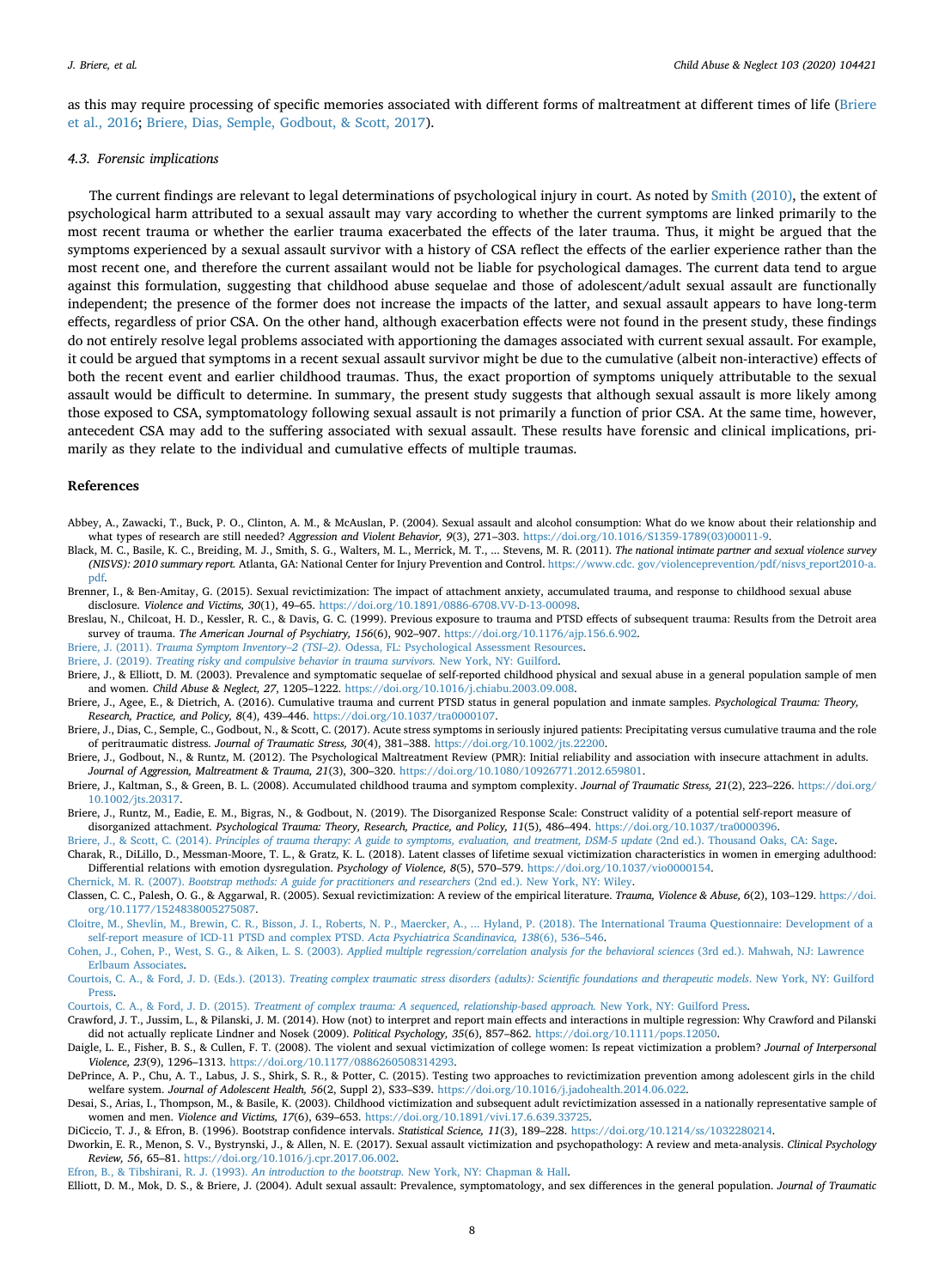as this may require processing of specific memories associated with different forms of maltreatment at different times of life (Briere et al., 2016; Briere, Dias, Semple, Godbout, & Scott, 2017).

### 4.3. Forensic implications

The current findings are relevant to legal determinations of psychological injury in court. As noted by Smith (2010), the extent of psychological harm attributed to a sexual assault may vary according to whether the current symptoms are linked primarily to the most recent trauma or whether the earlier trauma exacerbated the effects of the later trauma. Thus, it might be argued that the symptoms experienced by a sexual assault survivor with a history of CSA reflect the effects of the earlier experience rather than the most recent one, and therefore the current assailant would not be liable for psychological damages. The current data tend to argue against this formulation, suggesting that childhood abuse sequelae and those of adolescent/adult sexual assault are functionally independent; the presence of the former does not increase the impacts of the latter, and sexual assault appears to have long-term effects, regardless of prior CSA. On the other hand, although exacerbation effects were not found in the present study, these findings do not entirely resolve legal problems associated with apportioning the damages associated with current sexual assault. For example, it could be argued that symptoms in a recent sexual assault survivor might be due to the cumulative (albeit non-interactive) effects of both the recent event and earlier childhood traumas. Thus, the exact proportion of symptoms uniquely attributable to the sexual assault would be difficult to determine. In summary, the present study suggests that although sexual assault is more likely among those exposed to CSA, symptomatology following sexual assault is not primarily a function of prior CSA. At the same time, however, antecedent CSA may add to the suffering associated with sexual assault. These results have forensic and clinical implications, primarily as they relate to the individual and cumulative effects of multiple traumas.

## References

Abbey, A., Zawacki, T., Buck, P. O., Clinton, A. M., & McAuslan, P. (2004). Sexual assault and alcohol consumption: What do we know about their relationship and what types of research are still needed? *Aggression and Violent Behavior, 9*(3), 271–303. https://doi.org/10.1016/S1359-1789(03)00011-9.

Black, M. C., Basile, K. C., Breiding, M. J., Smith, S. G., Walters, M. L., Merrick, M. T., ... Stevens, M. R. (2011). *The national intimate partner and sexual violence survey (NISVS): 2010 summary report.* Atlanta, GA: National Center for Injury Prevention and Control. https://www.cdc. gov/violenceprevention/pdf/nisvs_report2010-a.pdf.

Brenner, I., & Ben-Amitay, G. (2015). Sexual revictimization: The impact of attachment anxiety, accumulated trauma, and response to childhood sexual abuse disclosure. *Violence and Victims, 30*(1), 49–65. https://doi.org/10.1891/0886-6708.VV-D-13-00098.

Breslau, N., Chilcoat, H. D., Kessler, R. C., & Davis, G. C. (1999). Previous exposure to trauma and PTSD effects of subsequent trauma: Results from the Detroit area survey of trauma. *The American Journal of Psychiatry, 156*(6), 902–907. https://doi.org/10.1176/ajp.156.6.902.

Briere, J. (2011). *Trauma Symptom Inventory–2 (TSI–2).* Odessa, FL: Psychological Assessment Resources.

Briere, J. (2019). *Treating risky and compulsive behavior in trauma survivors.* New York, NY: Guilford.

Briere, J., & Elliott, D. M. (2003). Prevalence and symptomatic sequelae of self-reported childhood physical and sexual abuse in a general population sample of men and women. *Child Abuse & Neglect, 27*, 1205–1222. https://doi.org/10.1016/j.chiabu.2003.09.008.

Briere, J., Agee, E., & Dietrich, A. (2016). Cumulative trauma and current PTSD status in general population and inmate samples. *Psychological Trauma: Theory, Research, Practice, and Policy, 8*(4), 439–446. https://doi.org/10.1037/tra0000107.

Briere, J., Dias, C., Semple, C., Godbout, N., & Scott, C. (2017). Acute stress symptoms in seriously injured patients: Precipitating versus cumulative trauma and the role of peritraumatic distress. *Journal of Traumatic Stress, 30*(4), 381–388. https://doi.org/10.1002/jts.22200.

Briere, J., Godbout, N., & Runtz, M. (2012). The Psychological Maltreatment Review (PMR): Initial reliability and association with insecure attachment in adults. *Journal of Aggression, Maltreatment & Trauma, 21*(3), 300–320. https://doi.org/10.1080/10926771.2012.659801.

Briere, J., Kaltman, S., & Green, B. L. (2008). Accumulated childhood trauma and symptom complexity. *Journal of Traumatic Stress, 21*(2), 223–226. https://doi.org/10.1002/jts.20317.

Briere, J., Runtz, M., Eadie, E. M., Bigras, N., & Godbout, N. (2019). The Disorganized Response Scale: Construct validity of a potential self-report measure of disorganized attachment. *Psychological Trauma: Theory, Research, Practice, and Policy, 11*(5), 486–494. https://doi.org/10.1037/tra0000396.

Briere, J., & Scott, C. (2014). *Principles of trauma therapy: A guide to symptoms, evaluation, and treatment, DSM-5 update* (2nd ed.). Thousand Oaks, CA: Sage.

Charak, R., DiLillo, D., Messman-Moore, T. L., & Gratz, K. L. (2018). Latent classes of lifetime sexual victimization characteristics in women in emerging adulthood: Differential relations with emotion dysregulation. *Psychology of Violence, 8*(5), 570–579. https://doi.org/10.1037/vio0000154.

Chernick, M. R. (2007). *Bootstrap methods: A guide for practitioners and researchers* (2nd ed.). New York, NY: Wiley.

Classen, C. C., Palesh, O. G., & Aggarwal, R. (2005). Sexual revictimization: A review of the empirical literature. *Trauma, Violence & Abuse, 6*(2), 103–129. https://doi.org/10.1177/1524838005275087.

Cloitre, M., Shevlin, M., Brewin, C. R., Bisson, J. I., Roberts, N. P., Maercker, A., ... Hyland, P. (2018). The International Trauma Questionnaire: Development of a self-report measure of ICD-11 PTSD and complex PTSD. *Acta Psychiatrica Scandinavica, 138*(6), 536–546.

Cohen, J., Cohen, P., West, S. G., & Aiken, L. S. (2003). *Applied multiple regression/correlation analysis for the behavioral sciences* (3rd ed.). Mahwah, NJ: Lawrence Erlbaum Associates.

Courtois, C. A., & Ford, J. D. (Eds.). (2013). *Treating complex traumatic stress disorders (adults): Scientific foundations and therapeutic models*. New York, NY: Guilford Press.

Courtois, C. A., & Ford, J. D. (2015). *Treatment of complex trauma: A sequenced, relationship-based approach.* New York, NY: Guilford Press.

Crawford, J. T., Jussim, L., & Pilanski, J. M. (2014). How (not) to interpret and report main effects and interactions in multiple regression: Why Crawford and Pilanski did not actually replicate Lindner and Nosek (2009). *Political Psychology, 35*(6), 857–862. https://doi.org/10.1111/pops.12050.

Daigle, L. E., Fisher, B. S., & Cullen, F. T. (2008). The violent and sexual victimization of college women: Is repeat victimization a problem? *Journal of Interpersonal Violence, 23*(9), 1296–1313. https://doi.org/10.1177/0886260508314293.

DePrince, A. P., Chu, A. T., Labus, J. S., Shirk, S. R., & Potter, C. (2015). Testing two approaches to revictimization prevention among adolescent girls in the child welfare system. *Journal of Adolescent Health, 56*(2, Suppl 2), S33–S39. https://doi.org/10.1016/j.jadohealth.2014.06.022.

Desai, S., Arias, I., Thompson, M., & Basile, K. (2003). Childhood victimization and subsequent adult revictimization assessed in a nationally representative sample of women and men. *Violence and Victims, 17*(6), 639–653. https://doi.org/10.1891/vivi.17.6.639.33725.

DiCiccio, T. J., & Efron, B. (1996). Bootstrap confidence intervals. *Statistical Science, 11*(3), 189–228. https://doi.org/10.1214/ss/1032280214.

Dworkin, E. R., Menon, S. V., Bystrynski, J., & Allen, N. E. (2017). Sexual assault victimization and psychopathology: A review and meta-analysis. *Clinical Psychology Review, 56*, 65–81. https://doi.org/10.1016/j.cpr.2017.06.002.

Efron, B., & Tibshirani, R. J. (1993). *An introduction to the bootstrap.* New York, NY: Chapman & Hall.

Elliott, D. M., Mok, D. S., & Briere, J. (2004). Adult sexual assault: Prevalence, symptomatology, and sex differences in the general population. *Journal of Traumatic*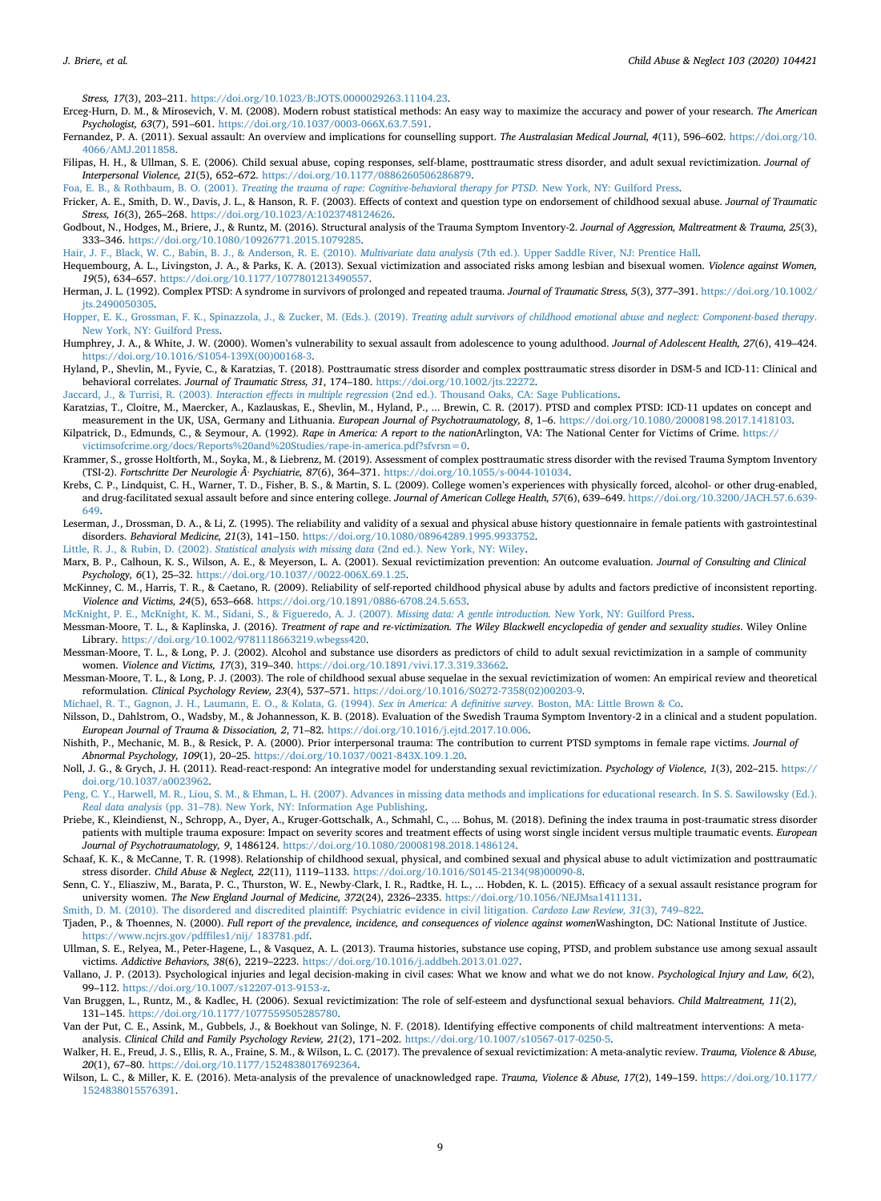*Stress, 17*(3), 203–211. https://doi.org/10.1023/B:JOTS.0000029263.11104.23.

Erceg-Hurn, D. M., & Mirosevich, V. M. (2008). Modern robust statistical methods: An easy way to maximize the accuracy and power of your research. *The American Psychologist, 63*(7), 591–601. https://doi.org/10.1037/0003-066X.63.7.591.

Fernandez, P. A. (2011). Sexual assault: An overview and implications for counselling support. *The Australasian Medical Journal, 4*(11), 596–602. https://doi.org/10.4066/AMJ.2011858.

Filipas, H. H., & Ullman, S. E. (2006). Child sexual abuse, coping responses, self-blame, posttraumatic stress disorder, and adult sexual revictimization. *Journal of Interpersonal Violence, 21*(5), 652–672. https://doi.org/10.1177/0886260506286879.

Foa, E. B., & Rothbaum, B. O. (2001). *Treating the trauma of rape: Cognitive-behavioral therapy for PTSD.* New York, NY: Guilford Press.

Fricker, A. E., Smith, D. W., Davis, J. L., & Hanson, R. F. (2003). Effects of context and question type on endorsement of childhood sexual abuse. *Journal of Traumatic Stress, 16*(3), 265–268. https://doi.org/10.1023/A:1023748124626.

Godbout, N., Hodges, M., Briere, J., & Runtz, M. (2016). Structural analysis of the Trauma Symptom Inventory-2. *Journal of Aggression, Maltreatment & Trauma, 25*(3), 333–346. https://doi.org/10.1080/10926771.2015.1079285.

Hair, J. F., Black, W. C., Babin, B. J., & Anderson, R. E. (2010). *Multivariate data analysis* (7th ed.). Upper Saddle River, NJ: Prentice Hall.

Hequembourg, A. L., Livingston, J. A., & Parks, K. A. (2013). Sexual victimization and associated risks among lesbian and bisexual women. *Violence against Women, 19*(5), 634–657. https://doi.org/10.1177/1077801213490557.

Herman, J. L. (1992). Complex PTSD: A syndrome in survivors of prolonged and repeated trauma. *Journal of Traumatic Stress, 5*(3), 377–391. https://doi.org/10.1002/jts.2490050305.

Hopper, E. K., Grossman, F. K., Spinazzola, J., & Zucker, M. (Eds.). (2019). *Treating adult survivors of childhood emotional abuse and neglect: Component-based therapy.* New York, NY: Guilford Press.

Humphrey, J. A., & White, J. W. (2000). Women's vulnerability to sexual assault from adolescence to young adulthood. *Journal of Adolescent Health, 27*(6), 419–424. https://doi.org/10.1016/S1054-139X(00)00168-3.

Hyland, P., Shevlin, M., Fyvie, C., & Karatzias, T. (2018). Posttraumatic stress disorder and complex posttraumatic stress disorder in DSM-5 and ICD-11: Clinical and behavioral correlates. *Journal of Traumatic Stress, 31*, 174–180. https://doi.org/10.1002/jts.22272.

Jaccard, J., & Turrisi, R. (2003). *Interaction effects in multiple regression* (2nd ed.). Thousand Oaks, CA: Sage Publications.

Karatzias, T., Cloitre, M., Maercker, A., Kazlauskas, E., Shevlin, M., Hyland, P., ... Brewin, C. R. (2017). PTSD and complex PTSD: ICD-11 updates on concept and measurement in the UK, USA, Germany and Lithuania. *European Journal of Psychotraumatology, 8*, 1–6. https://doi.org/10.1080/20008198.2017.1418103.

Kilpatrick, D., Edmunds, C., & Seymour, A. (1992). *Rape in America: A report to the nation*Arlington, VA: The National Center for Victims of Crime. https://victimsofcrime.org/docs/Reports%20and%20Studies/rape-in-america.pdf?sfvrsn=0.

Krammer, S., grosse Holtforth, M., Soyka, M., & Liebrenz, M. (2019). Assessment of complex posttraumatic stress disorder with the revised Trauma Symptom Inventory (TSI-2). *Fortschritte Der Neurologie Â· Psychiatrie, 87*(6), 364–371. https://doi.org/10.1055/s-0044-101034.

Krebs, C. P., Lindquist, C. H., Warner, T. D., Fisher, B. S., & Martin, S. L. (2009). College women's experiences with physically forced, alcohol- or other drug-enabled, and drug-facilitated sexual assault before and since entering college. *Journal of American College Health, 57*(6), 639–649. https://doi.org/10.3200/JACH.57.6.639-649.

Leserman, J., Drossman, D. A., & Li, Z. (1995). The reliability and validity of a sexual and physical abuse history questionnaire in female patients with gastrointestinal disorders. *Behavioral Medicine, 21*(3), 141–150. https://doi.org/10.1080/08964289.1995.9933752.

Little, R. J., & Rubin, D. (2002). *Statistical analysis with missing data* (2nd ed.). New York, NY: Wiley.

Marx, B. P., Calhoun, K. S., Wilson, A. E., & Meyerson, L. A. (2001). Sexual revictimization prevention: An outcome evaluation. *Journal of Consulting and Clinical Psychology, 6*(1), 25–32. https://doi.org/10.1037//0022-006X.69.1.25.

McKinney, C. M., Harris, T. R., & Caetano, R. (2009). Reliability of self-reported childhood physical abuse by adults and factors predictive of inconsistent reporting. *Violence and Victims, 24*(5), 653–668. https://doi.org/10.1891/0886-6708.24.5.653.

McKnight, P. E., McKnight, K. M., Sidani, S., & Figueredo, A. J. (2007). *Missing data: A gentle introduction.* New York, NY: Guilford Press.

Messman-Moore, T. L., & Kaplinska, J. (2016). *Treatment of rape and re-victimization. The Wiley Blackwell encyclopedia of gender and sexuality studies*. Wiley Online Library. https://doi.org/10.1002/9781118663219.wbegss420.

Messman-Moore, T. L., & Long, P. J. (2002). Alcohol and substance use disorders as predictors of child to adult sexual revictimization in a sample of community women. *Violence and Victims, 17*(3), 319–340. https://doi.org/10.1891/vivi.17.3.319.33662.

Messman-Moore, T. L., & Long, P. J. (2003). The role of childhood sexual abuse sequelae in the sexual revictimization of women: An empirical review and theoretical reformulation. *Clinical Psychology Review, 23*(4), 537–571. https://doi.org/10.1016/S0272-7358(02)00203-9.

Michael, R. T., Gagnon, J. H., Laumann, E. O., & Kolata, G. (1994). *Sex in America: A definitive survey.* Boston, MA: Little Brown & Co.

Nilsson, D., Dahlstrom, O., Wadsby, M., & Johannesson, K. B. (2018). Evaluation of the Swedish Trauma Symptom Inventory-2 in a clinical and a student population. *European Journal of Trauma & Dissociation, 2*, 71–82. https://doi.org/10.1016/j.ejtd.2017.10.006.

Nishith, P., Mechanic, M. B., & Resick, P. A. (2000). Prior interpersonal trauma: The contribution to current PTSD symptoms in female rape victims. *Journal of Abnormal Psychology, 109*(1), 20–25. https://doi.org/10.1037/0021-843X.109.1.20.

Noll, J. G., & Grych, J. H. (2011). Read-react-respond: An integrative model for understanding sexual revictimization. *Psychology of Violence, 1*(3), 202–215. https://doi.org/10.1037/a0023962.

Peng, C. Y., Harwell, M. R., Liou, S. M., & Ehman, L. H. (2007). Advances in missing data methods and implications for educational research. In S. S. Sawilowsky (Ed.). *Real data analysis* (pp. 31–78). New York, NY: Information Age Publishing.

Priebe, K., Kleindienst, N., Schropp, A., Dyer, A., Kruger-Gottschalk, A., Schmahl, C., ... Bohus, M. (2018). Defining the index trauma in post-traumatic stress disorder patients with multiple trauma exposure: Impact on severity scores and treatment effects of using worst single incident versus multiple traumatic events. *European Journal of Psychotraumatology, 9*, 1486124. https://doi.org/10.1080/20008198.2018.1486124.

Schaaf, K. K., & McCanne, T. R. (1998). Relationship of childhood sexual, physical, and combined sexual and physical abuse to adult victimization and posttraumatic stress disorder. *Child Abuse & Neglect, 22*(11), 1119–1133. https://doi.org/10.1016/S0145-2134(98)00090-8.

Senn, C. Y., Eliasziw, M., Barata, P. C., Thurston, W. E., Newby-Clark, I. R., Radtke, H. L., ... Hobden, K. L. (2015). Efficacy of a sexual assault resistance program for university women. *The New England Journal of Medicine, 372*(24), 2326–2335. https://doi.org/10.1056/NEJMsa1411131.

Smith, D. M. (2010). The disordered and discredited plaintiff: Psychiatric evidence in civil litigation. *Cardozo Law Review, 31*(3), 749–822.

Tjaden, P., & Thoennes, N. (2000). *Full report of the prevalence, incidence, and consequences of violence against women*Washington, DC: National Institute of Justice. https://www.ncjrs.gov/pdffiles1/nij/ 183781.pdf.

Ullman, S. E., Relyea, M., Peter-Hagene, L., & Vasquez, A. L. (2013). Trauma histories, substance use coping, PTSD, and problem substance use among sexual assault victims. *Addictive Behaviors, 38*(6), 2219–2223. https://doi.org/10.1016/j.addbeh.2013.01.027.

Vallano, J. P. (2013). Psychological injuries and legal decision-making in civil cases: What we know and what we do not know. *Psychological Injury and Law, 6*(2), 99–112. https://doi.org/10.1007/s12207-013-9153-z.

Van Bruggen, L., Runtz, M., & Kadlec, H. (2006). Sexual revictimization: The role of self-esteem and dysfunctional sexual behaviors. *Child Maltreatment, 11*(2), 131–145. https://doi.org/10.1177/1077559505285780.

Van der Put, C. E., Assink, M., Gubbels, J., & Boekhout van Solinge, N. F. (2018). Identifying effective components of child maltreatment interventions: A meta-analysis. *Clinical Child and Family Psychology Review, 21*(2), 171–202. https://doi.org/10.1007/s10567-017-0250-5.

Walker, H. E., Freud, J. S., Ellis, R. A., Fraine, S. M., & Wilson, L. C. (2017). The prevalence of sexual revictimization: A meta-analytic review. *Trauma, Violence & Abuse, 20*(1), 67–80. https://doi.org/10.1177/1524838017692364.

Wilson, L. C., & Miller, K. E. (2016). Meta-analysis of the prevalence of unacknowledged rape. *Trauma, Violence & Abuse, 17*(2), 149–159. https://doi.org/10.1177/1524838015576391.